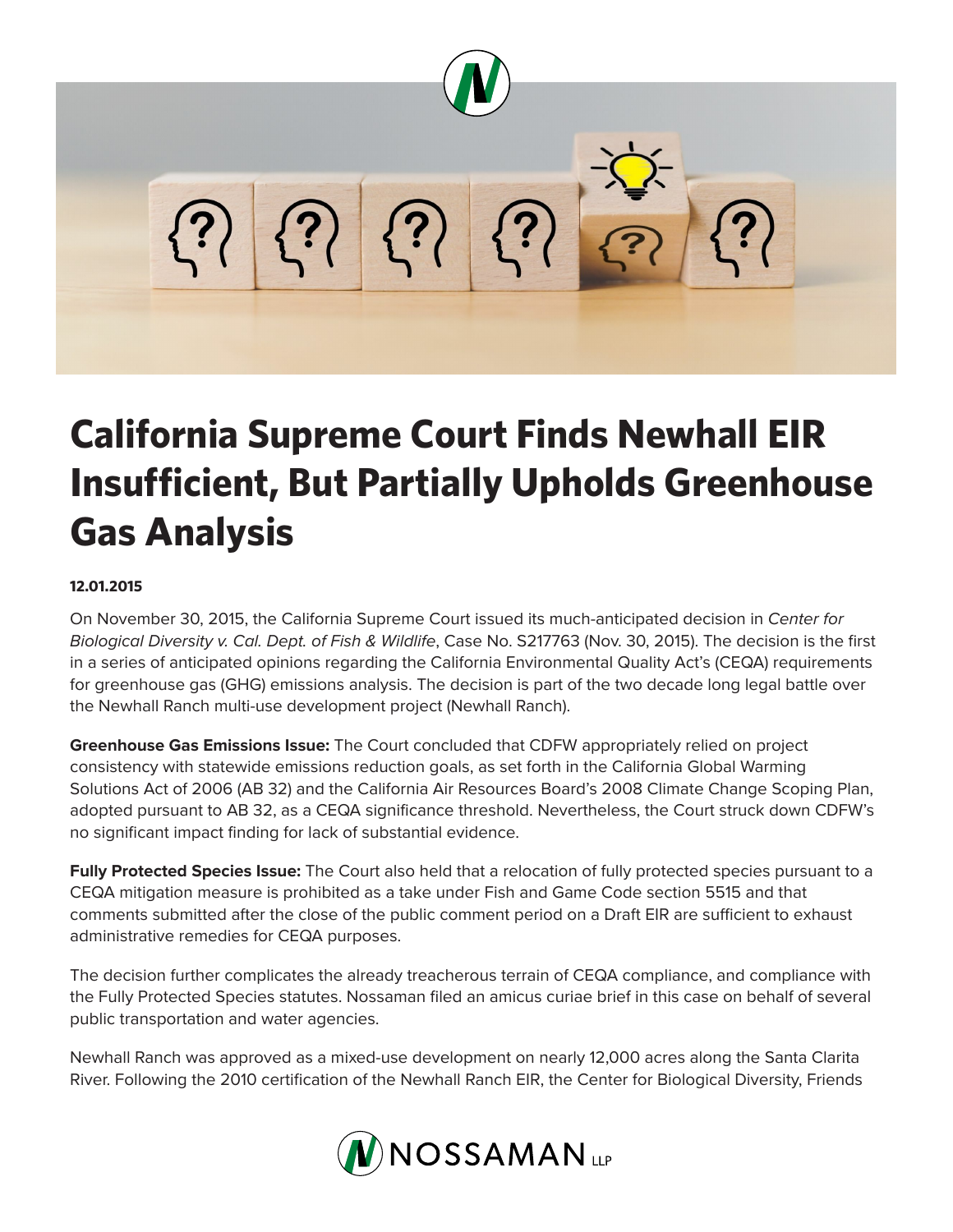# California Supreme Court Finds Newhall EIR Insufficient, But Partially Upholds Greenhouse Gas Analysis

**12.01.2015**

On November 30, 2015, the California Supreme Court issued its much-anticipated decision in *Center for Biological Diversity v. Cal. Dept. of Fish & Wildlife*, Case No. S217763 (Nov. 30, 2015). The decision is the first in a series of anticipated opinions regarding the California Environmental Quality Act's (CEQA) requirements for greenhouse gas (GHG) emissions analysis. The decision is part of the two decade long legal battle over the Newhall Ranch multi-use development project (Newhall Ranch).

**Greenhouse Gas Emissions Issue:** The Court concluded that CDFW appropriately relied on project consistency with statewide emissions reduction goals, as set forth in the California Global Warming Solutions Act of 2006 (AB 32) and the California Air Resources Board's 2008 Climate Change Scoping Plan, adopted pursuant to AB 32, as a CEQA significance threshold. Nevertheless, the Court struck down CDFW's no significant impact finding for lack of substantial evidence.

**Fully Protected Species Issue:** The Court also held that a relocation of fully protected species pursuant to a CEQA mitigation measure is prohibited as a take under Fish and Game Code section 5515 and that comments submitted after the close of the public comment period on a Draft EIR are sufficient to exhaust administrative remedies for CEQA purposes.

The decision further complicates the already treacherous terrain of CEQA compliance, and compliance with the Fully Protected Species statutes. Nossaman filed an amicus curiae brief in this case on behalf of several public transportation and water agencies.

Newhall Ranch was approved as a mixed-use development on nearly 12,000 acres along the Santa Clarita River. Following the 2010 certification of the Newhall Ranch EIR, the Center for Biological Diversity, Friends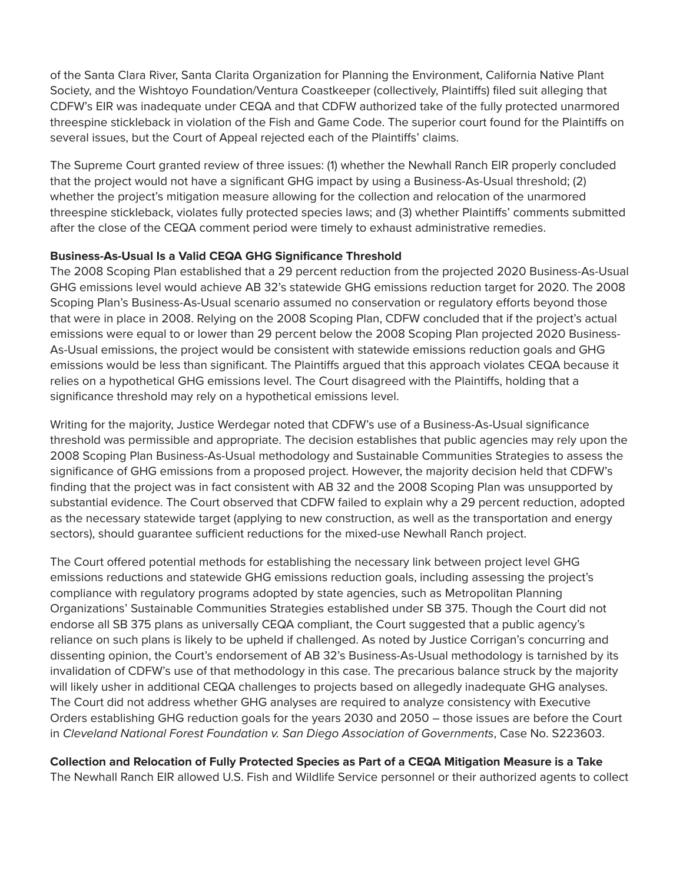of the Santa Clara River, Santa Clarita Organization for Planning the Environment, California Native Plant Society, and the Wishtoyo Foundation/Ventura Coastkeeper (collectively, Plaintiffs) filed suit alleging that CDFW's EIR was inadequate under CEQA and that CDFW authorized take of the fully protected unarmored threespine stickleback in violation of the Fish and Game Code. The superior court found for the Plaintiffs on several issues, but the Court of Appeal rejected each of the Plaintiffs' claims.

The Supreme Court granted review of three issues: (1) whether the Newhall Ranch EIR properly concluded that the project would not have a significant GHG impact by using a Business-As-Usual threshold; (2) whether the project's mitigation measure allowing for the collection and relocation of the unarmored threespine stickleback, violates fully protected species laws; and (3) whether Plaintiffs' comments submitted after the close of the CEQA comment period were timely to exhaust administrative remedies.

**Business-As-Usual Is a Valid CEQA GHG Significance Threshold**

The 2008 Scoping Plan established that a 29 percent reduction from the projected 2020 Business-As-Usual GHG emissions level would achieve AB 32's statewide GHG emissions reduction target for 2020. The 2008 Scoping Plan's Business-As-Usual scenario assumed no conservation or regulatory efforts beyond those that were in place in 2008. Relying on the 2008 Scoping Plan, CDFW concluded that if the project's actual emissions were equal to or lower than 29 percent below the 2008 Scoping Plan projected 2020 Business-As-Usual emissions, the project would be consistent with statewide emissions reduction goals and GHG emissions would be less than significant. The Plaintiffs argued that this approach violates CEQA because it relies on a hypothetical GHG emissions level. The Court disagreed with the Plaintiffs, holding that a significance threshold may rely on a hypothetical emissions level.

Writing for the majority, Justice Werdegar noted that CDFW's use of a Business-As-Usual significance threshold was permissible and appropriate. The decision establishes that public agencies may rely upon the 2008 Scoping Plan Business-As-Usual methodology and Sustainable Communities Strategies to assess the significance of GHG emissions from a proposed project. However, the majority decision held that CDFW's finding that the project was in fact consistent with AB 32 and the 2008 Scoping Plan was unsupported by substantial evidence. The Court observed that CDFW failed to explain why a 29 percent reduction, adopted as the necessary statewide target (applying to new construction, as well as the transportation and energy sectors), should guarantee sufficient reductions for the mixed-use Newhall Ranch project.

The Court offered potential methods for establishing the necessary link between project level GHG emissions reductions and statewide GHG emissions reduction goals, including assessing the project's compliance with regulatory programs adopted by state agencies, such as Metropolitan Planning Organizations' Sustainable Communities Strategies established under SB 375. Though the Court did not endorse all SB 375 plans as universally CEQA compliant, the Court suggested that a public agency's reliance on such plans is likely to be upheld if challenged. As noted by Justice Corrigan's concurring and dissenting opinion, the Court's endorsement of AB 32's Business-As-Usual methodology is tarnished by its invalidation of CDFW's use of that methodology in this case. The precarious balance struck by the majority will likely usher in additional CEQA challenges to projects based on allegedly inadequate GHG analyses. The Court did not address whether GHG analyses are required to analyze consistency with Executive Orders establishing GHG reduction goals for the years 2030 and 2050 – those issues are before the Court in *Cleveland National Forest Foundation v. San Diego Association of Governments*, Case No. S223603.

**Collection and Relocation of Fully Protected Species as Part of a CEQA Mitigation Measure is a Take**

The Newhall Ranch EIR allowed U.S. Fish and Wildlife Service personnel or their authorized agents to collect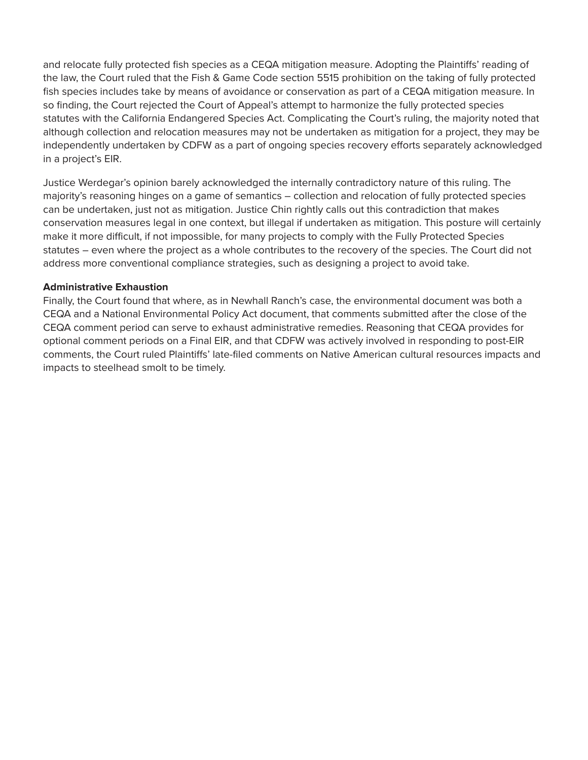and relocate fully protected fish species as a CEQA mitigation measure. Adopting the Plaintiffs' reading of the law, the Court ruled that the Fish & Game Code section 5515 prohibition on the taking of fully protected fish species includes take by means of avoidance or conservation as part of a CEQA mitigation measure. In so finding, the Court rejected the Court of Appeal's attempt to harmonize the fully protected species statutes with the California Endangered Species Act. Complicating the Court's ruling, the majority noted that although collection and relocation measures may not be undertaken as mitigation for a project, they may be independently undertaken by CDFW as a part of ongoing species recovery efforts separately acknowledged in a project's EIR.

Justice Werdegar's opinion barely acknowledged the internally contradictory nature of this ruling. The majority's reasoning hinges on a game of semantics – collection and relocation of fully protected species can be undertaken, just not as mitigation. Justice Chin rightly calls out this contradiction that makes conservation measures legal in one context, but illegal if undertaken as mitigation. This posture will certainly make it more difficult, if not impossible, for many projects to comply with the Fully Protected Species statutes – even where the project as a whole contributes to the recovery of the species. The Court did not address more conventional compliance strategies, such as designing a project to avoid take.

**Administrative Exhaustion**

Finally, the Court found that where, as in Newhall Ranch's case, the environmental document was both a CEQA and a National Environmental Policy Act document, that comments submitted after the close of the CEQA comment period can serve to exhaust administrative remedies. Reasoning that CEQA provides for optional comment periods on a Final EIR, and that CDFW was actively involved in responding to post-EIR comments, the Court ruled Plaintiffs' late-filed comments on Native American cultural resources impacts and impacts to steelhead smolt to be timely.